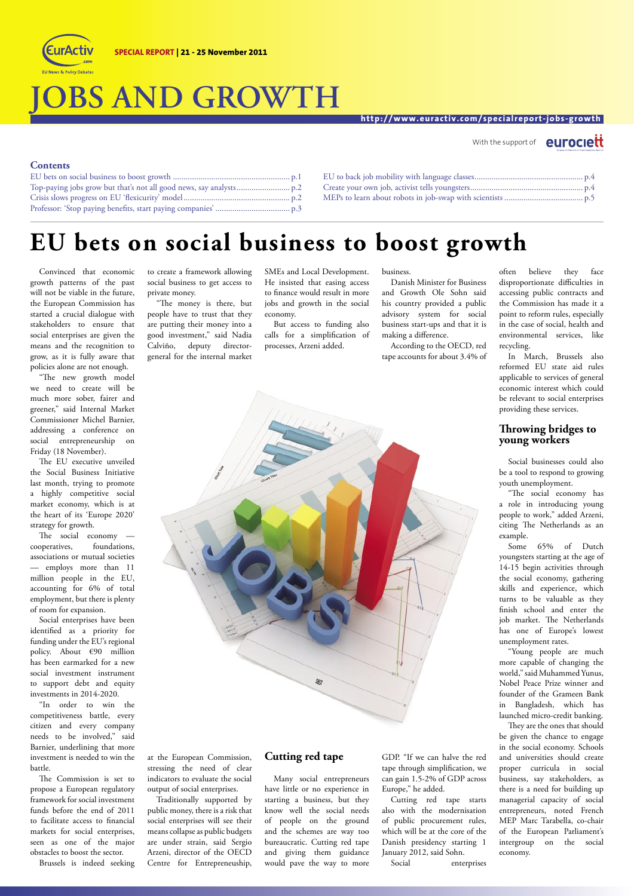SPECIAL REPORT | 21 - 25 November 2011

# JOBS AND GROWTH

http://www.euractiv.com/specialreport-jobs-growth

With the support of eurociett

## Contents

- EU bets on social business to boost growth ........ p.1
- Top-paying jobs grow but that's not all good news, say analysts ........ p.2
- Crisis slows progress on EU 'flexicurity' model ........ p.2
- Professor: 'Stop paying benefits, start paying companies' ........ p.3
- EU to back job mobility with language classes ........ p.4
- Create your own job, activist tells youngsters ........ p.4
- MEPs to learn about robots in job-swap with scientists ........ p.5

# EU bets on social business to boost growth

Convinced that economic growth patterns of the past will not be viable in the future, the European Commission has started a crucial dialogue with stakeholders to ensure that social enterprises are given the means and the recognition to grow, as it is fully aware that policies alone are not enough.

"The new growth model we need to create will be much more sober, fairer and greener," said Internal Market Commissioner Michel Barnier, addressing a conference on social entrepreneurship on Friday (18 November).

The EU executive unveiled the Social Business Initiative last month, trying to promote a highly competitive social market economy, which is at the heart of its 'Europe 2020' strategy for growth.

The social economy — cooperatives, foundations, associations or mutual societies — employs more than 11 million people in the EU, accounting for 6% of total employment, but there is plenty of room for expansion.

Social enterprises have been identified as a priority for funding under the EU's regional policy. About €90 million has been earmarked for a new social investment instrument to support debt and equity investments in 2014-2020.

"In order to win the competitiveness battle, every citizen and every company needs to be involved," said Barnier, underlining that more investment is needed to win the battle.

The Commission is set to propose a European regulatory framework for social investment funds before the end of 2011 to facilitate access to financial markets for social enterprises, seen as one of the major obstacles to boost the sector.

Brussels is indeed seeking to create a framework allowing social business to get access to private money.

"The money is there, but people have to trust that they are putting their money into a good investment," said Nadia Calviño, deputy director-general for the internal market at the European Commission, stressing the need of clear indicators to evaluate the social output of social enterprises.

Traditionally supported by public money, there is a risk that social enterprises will see their means collapse as public budgets are under strain, said Sergio Arzeni, director of the OECD Centre for Entrepreneurship, SMEs and Local Development. He insisted that easing access to finance would result in more jobs and growth in the social economy.

But access to funding also calls for a simplification of processes, Arzeni added.

## Cutting red tape

Many social entrepreneurs have little or no experience in starting a business, but they know well the social needs of people on the ground and the schemes are way too bureaucratic. Cutting red tape and giving them guidance would pave the way to more business.

Danish Minister for Business and Growth Ole Sohn said his country provided a public advisory system for social business start-ups and that it is making a difference.

According to the OECD, red tape accounts for about 3.4% of GDP. "If we can halve the red tape through simplification, we can gain 1.5-2% of GDP across Europe," he added.

Cutting red tape starts also with the modernisation of public procurement rules, which will be at the core of the Danish presidency starting 1 January 2012, said Sohn.

Social enterprises often believe they face disproportionate difficulties in accessing public contracts and the Commission has made it a point to reform rules, especially in the case of social, health and environmental services, like recycling.

In March, Brussels also reformed EU state aid rules applicable to services of general economic interest which could be relevant to social enterprises providing these services.

## Throwing bridges to young workers

Social businesses could also be a tool to respond to growing youth unemployment.

"The social economy has a role in introducing young people to work," added Arzeni, citing The Netherlands as an example.

Some 65% of Dutch youngsters starting at the age of 14-15 begin activities through the social economy, gathering skills and experience, which turns to be valuable as they finish school and enter the job market. The Netherlands has one of Europe's lowest unemployment rates.

"Young people are much more capable of changing the world," said Muhammed Yunus, Nobel Peace Prize winner and founder of the Grameen Bank in Bangladesh, which has launched micro-credit banking.

They are the ones that should be given the chance to engage in the social economy. Schools and universities should create proper curricula in social business, say stakeholders, as there is a need for building up managerial capacity of social entrepreneurs, noted French MEP Marc Tarabella, co-chair of the European Parliament's intergroup on the social economy.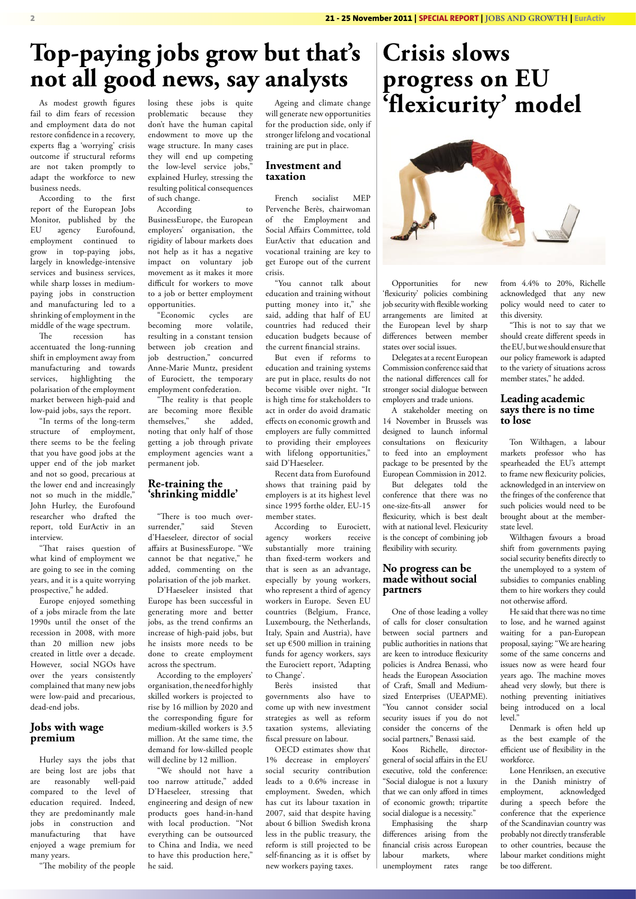# Top-paying jobs grow but that's not all good news, say analysts

As modest growth figures fail to dim fears of recession and employment data do not restore confidence in a recovery, experts flag a 'worrying' crisis outcome if structural reforms are not taken promptly to adapt the workforce to new business needs.

According to the first report of the European Jobs Monitor, published by the EU agency Eurofound, employment continued to grow in top-paying jobs, largely in knowledge-intensive services and business services, while sharp losses in medium-paying jobs in construction and manufacturing led to a shrinking of employment in the middle of the wage spectrum.

The recession has accentuated the long-running shift in employment away from manufacturing and towards services, highlighting the polarisation of the employment market between high-paid and low-paid jobs, says the report.

"In terms of the long-term structure of employment, there seems to be the feeling that you have good jobs at the upper end of the job market and not so good, precarious at the lower end and increasingly not so much in the middle," John Hurley, the Eurofound researcher who drafted the report, told EurActiv in an interview.

"That raises question of what kind of employment we are going to see in the coming years, and it is a quite worrying prospective," he added.

Europe enjoyed something of a jobs miracle from the late 1990s until the onset of the recession in 2008, with more than 20 million new jobs created in little over a decade. However, social NGOs have over the years consistently complained that many new jobs were low-paid and precarious, dead-end jobs.

## Jobs with wage premium

Hurley says the jobs that are being lost are jobs that are reasonably well-paid compared to the level of education required. Indeed, they are predominantly male jobs in construction and manufacturing that have enjoyed a wage premium for many years.

"The mobility of the people losing these jobs is quite problematic because they don't have the human capital endowment to move up the wage structure. In many cases they will end up competing the low-level service jobs," explained Hurley, stressing the resulting political consequences of such change.

According to BusinessEurope, the European employers' organisation, the rigidity of labour markets does not help as it has a negative impact on voluntary job movement as it makes it more difficult for workers to move to a job or better employment opportunities.

"Economic cycles are becoming more volatile, resulting in a constant tension between job creation and job destruction," concurred Anne-Marie Muntz, president of Eurociett, the temporary employment confederation.

"The reality is that people are becoming more flexible themselves," she added, noting that only half of those getting a job through private employment agencies want a permanent job.

## Re-training the 'shrinking middle'

"There is too much over-surrender," said Steven d'Haeseleer, director of social affairs at BusinessEurope. "We cannot be that negative," he added, commenting on the polarisation of the job market.

D'Haeseleer insisted that Europe has been successful in generating more and better jobs, as the trend confirms an increase of high-paid jobs, but he insists more needs to be done to create employment across the spectrum.

According to the employers' organisation, the need for highly skilled workers is projected to rise by 16 million by 2020 and the corresponding figure for medium-skilled workers is 3.5 million. At the same time, the demand for low-skilled people will decline by 12 million.

"We should not have a too narrow attitude," added D'Haeseleer, stressing that engineering and design of new products goes hand-in-hand with local production. "Not everything can be outsourced to China and India, we need to have this production here," he said.

Ageing and climate change will generate new opportunities for the production side, only if stronger lifelong and vocational training are put in place.

## Investment and taxation

French socialist MEP Pervenche Berès, chairwoman of the Employment and Social Affairs Committee, told EurActiv that education and vocational training are key to get Europe out of the current crisis.

"You cannot talk about education and training without putting money into it," she said, adding that half of EU countries had reduced their education budgets because of the current financial strains.

But even if reforms to education and training systems are put in place, results do not become visible over night. "It is high time for stakeholders to act in order do avoid dramatic effects on economic growth and employers are fully committed to providing their employees with lifelong opportunities," said D'Haeseleer.

Recent data from Eurofound shows that training paid by employers is at its highest level since 1995 forthe older, EU-15 member states.

According to Eurociett, agency workers receive substantially more training than fixed-term workers and that is seen as an advantage, especially by young workers, who represent a third of agency workers in Europe. Seven EU countries (Belgium, France, Luxembourg, the Netherlands, Italy, Spain and Austria), have set up €500 million in training funds for agency workers, says the Eurociett report, 'Adapting to Change'.

Berès insisted that governments also have to come up with new investment strategies as well as reform taxation systems, alleviating fiscal pressure on labour.

OECD estimates show that 1% decrease in employers' social security contribution leads to a 0.6% increase in employment. Sweden, which has cut its labour taxation in 2007, said that despite having about 6 billion Swedish krona less in the public treasury, the reform is still projected to be self-financing as it is offset by new workers paying taxes.

# Crisis slows progress on EU 'flexicurity' model

Opportunities for new 'flexicurity' policies combining job security with flexible working arrangements are limited at the European level by sharp differences between member states over social issues.

Delegates at a recent European Commission conference said that the national differences call for stronger social dialogue between employers and trade unions.

A stakeholder meeting on 14 November in Brussels was designed to launch informal consultations on flexicurity to feed into an employment package to be presented by the European Commission in 2012.

But delegates told the conference that there was no one-size-fits-all answer for flexicurity, which is best dealt with at national level. Flexicurity is the concept of combining job flexibility with security.

## No progress can be made without social partners

One of those leading a volley of calls for closer consultation between social partners and public authorities in nations that are keen to introduce flexicurity policies is Andrea Benassi, who heads the European Association of Craft, Small and Medium-sized Enterprises (UEAPME). "You cannot consider social security issues if you do not consider the concerns of the social partners," Benassi said.

Koos Richelle, director-general of social affairs in the EU executive, told the conference: "Social dialogue is not a luxury that we can only afford in times of economic growth; tripartite social dialogue is a necessity."

Emphasising the sharp differences arising from the financial crisis across European labour markets, where unemployment rates range from 4.4% to 20%, Richelle acknowledged that any new policy would need to cater to this diversity.

"This is not to say that we should create different speeds in the EU, but we should ensure that our policy framework is adapted to the variety of situations across member states," he added.

## Leading academic says there is no time to lose

Ton Wilthagen, a labour markets professor who has spearheaded the EU's attempt to frame new flexicurity policies, acknowledged in an interview on the fringes of the conference that such policies would need to be brought about at the member-state level.

Wilthagen favours a broad shift from governments paying social security benefits directly to the unemployed to a system of subsidies to companies enabling them to hire workers they could not otherwise afford.

He said that there was no time to lose, and he warned against waiting for a pan-European proposal, saying: "We are hearing some of the same concerns and issues now as were heard four years ago. The machine moves ahead very slowly, but there is nothing preventing initiatives being introduced on a local level."

Denmark is often held up as the best example of the efficient use of flexibility in the workforce.

Lone Henriksen, an executive in the Danish ministry of employment, acknowledged during a speech before the conference that the experience of the Scandinavian country was probably not directly transferable to other countries, because the labour market conditions might be too different.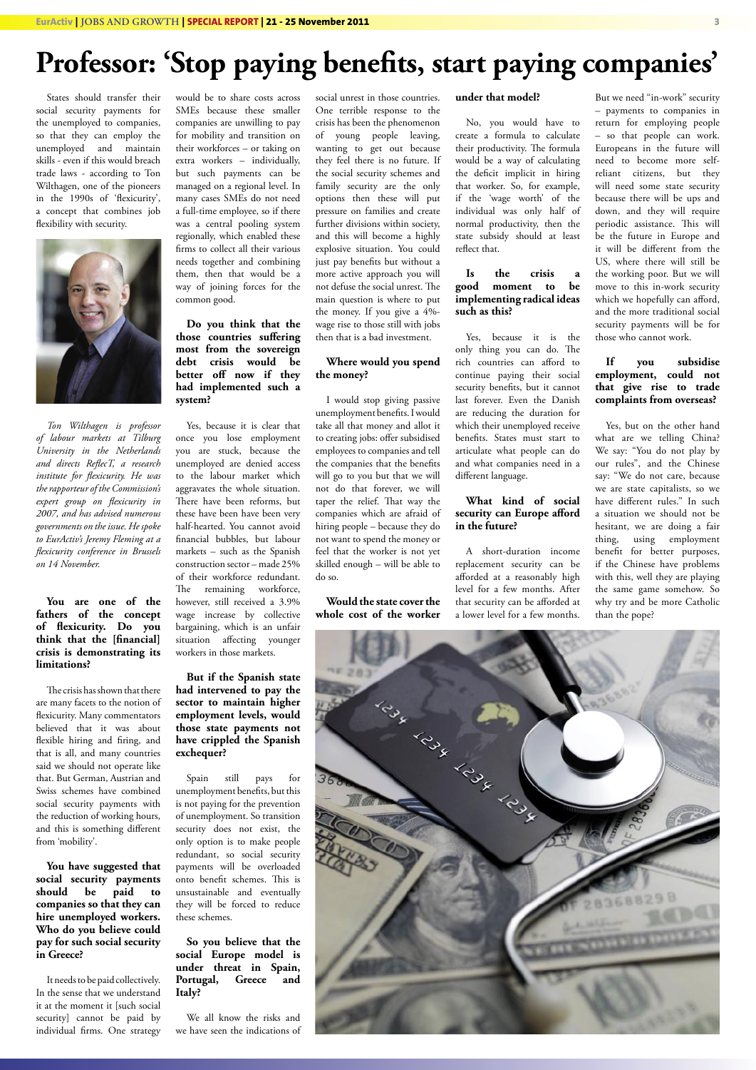# Professor: 'Stop paying benefits, start paying companies'

States should transfer their social security payments for the unemployed to companies, so that they can employ the unemployed and maintain skills - even if this would breach trade laws - according to Ton Wilthagen, one of the pioneers in the 1990s of 'flexicurity', a concept that combines job flexibility with security.

*Ton Wilthagen is professor of labour markets at Tilburg University in the Netherlands and directs ReflecT, a research institute for flexicurity. He was the rapporteur of the Commission's expert group on flexicurity in 2007, and has advised numerous governments on the issue. He spoke to EurActiv's Jeremy Fleming at a flexicurity conference in Brussels on 14 November.*

**You are one of the fathers of the concept of flexicurity. Do you think that the [financial] crisis is demonstrating its limitations?**

The crisis has shown that there are many facets to the notion of flexicurity. Many commentators believed that it was about flexible hiring and firing, and that is all, and many countries said we should not operate like that. But German, Austrian and Swiss schemes have combined social security payments with the reduction of working hours, and this is something different from 'mobility'.

**You have suggested that social security payments should be paid to companies so that they can hire unemployed workers. Who do you believe could pay for such social security in Greece?**

It needs to be paid collectively. In the sense that we understand it at the moment it [such social security] cannot be paid by individual firms. One strategy would be to share costs across SMEs because these smaller companies are unwilling to pay for mobility and transition on their workforces – or taking on extra workers – individually, but such payments can be managed on a regional level. In many cases SMEs do not need a full-time employee, so if there was a central pooling system regionally, which enabled these firms to collect all their various needs together and combining them, then that would be a way of joining forces for the common good.

**Do you think that the those countries suffering most from the sovereign debt crisis would be better off now if they had implemented such a system?**

Yes, because it is clear that once you lose employment you are stuck, because the unemployed are denied access to the labour market which aggravates the whole situation. There have been reforms, but these have been have been very half-hearted. You cannot avoid financial bubbles, but labour markets – such as the Spanish construction sector – made 25% of their workforce redundant. The remaining workforce, however, still received a 3.9% wage increase by collective bargaining, which is an unfair situation affecting younger workers in those markets.

**But if the Spanish state had intervened to pay the sector to maintain higher employment levels, would those state payments not have crippled the Spanish exchequer?**

Spain still pays for unemployment benefits, but this is not paying for the prevention of unemployment. So transition security does not exist, the only option is to make people redundant, so social security payments will be overloaded onto benefit schemes. This is unsustainable and eventually they will be forced to reduce these schemes.

**So you believe that the social Europe model is under threat in Spain, Portugal, Greece and Italy?**

We all know the risks and we have seen the indications of social unrest in those countries. One terrible response to the crisis has been the phenomenon of young people leaving, wanting to get out because they feel there is no future. If the social security schemes and family security are the only options then these will put pressure on families and create further divisions within society, and this will become a highly explosive situation. You could just pay benefits but without a more active approach you will not defuse the social unrest. The main question is where to put the money. If you give a 4%-wage rise to those still with jobs then that is a bad investment.

**Where would you spend the money?**

I would stop giving passive unemployment benefits. I would take all that money and allot it to creating jobs: offer subsidised employees to companies and tell the companies that the benefits will go to you but that we will not do that forever, we will taper the relief. That way the companies which are afraid of hiring people – because they do not want to spend the money or feel that the worker is not yet skilled enough – will be able to do so.

**Would the state cover the whole cost of the worker under that model?**

No, you would have to create a formula to calculate their productivity. The formula would be a way of calculating the deficit implicit in hiring that worker. So, for example, if the 'wage worth' of the individual was only half of normal productivity, then the state subsidy should at least reflect that.

**Is the crisis a good moment to be implementing radical ideas such as this?**

Yes, because it is the only thing you can do. The rich countries can afford to continue paying their social security benefits, but it cannot last forever. Even the Danish are reducing the duration for which their unemployed receive benefits. States must start to articulate what people can do and what companies need in a different language.

**What kind of social security can Europe afford in the future?**

A short-duration income replacement security can be afforded at a reasonably high level for a few months. After that security can be afforded at a lower level for a few months. But we need "in-work" security – payments to companies in return for employing people – so that people can work. Europeans in the future will need to become more self-reliant citizens, but they will need some state security because there will be ups and down, and they will require periodic assistance. This will be the future in Europe and it will be different from the US, where there will still be the working poor. But we will move to this in-work security which we hopefully can afford, and the more traditional social security payments will be for those who cannot work.

**If you subsidise employment, could not that give rise to trade complaints from overseas?**

Yes, but on the other hand what are we telling China? We say: "You do not play by our rules", and the Chinese say: "We do not care, because we are state capitalists, so we have different rules." In such a situation we should not be hesitant, we are doing a fair thing, using employment benefit for better purposes, if the Chinese have problems with this, well they are playing the same game somehow. So why try and be more Catholic than the pope?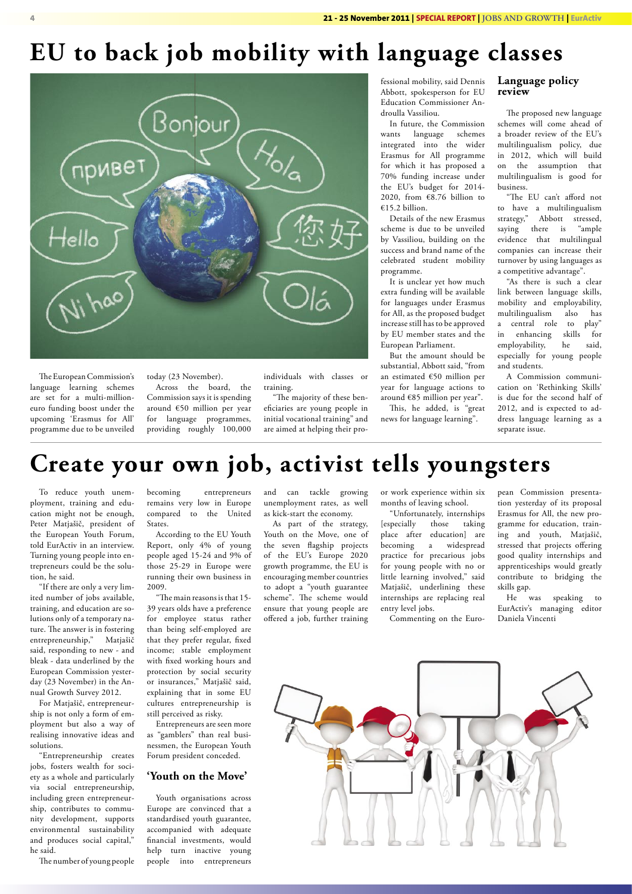# EU to back job mobility with language classes

The European Commission's language learning schemes are set for a multi-million-euro funding boost under the upcoming 'Erasmus for All' programme due to be unveiled today (23 November).

Across the board, the Commission says it is spending around €50 million per year for language programmes, providing roughly 100,000 individuals with classes or training.

"The majority of these beneficiaries are young people in initial vocational training" and are aimed at helping their professional mobility, said Dennis Abbott, spokesperson for EU Education Commissioner Androulla Vassiliou.

In future, the Commission wants language schemes integrated into the wider Erasmus for All programme for which it has proposed a 70% funding increase under the EU's budget for 2014-2020, from €8.76 billion to €15.2 billion.

Details of the new Erasmus scheme is due to be unveiled by Vassiliou, building on the success and brand name of the celebrated student mobility programme.

It is unclear yet how much extra funding will be available for languages under Erasmus for All, as the proposed budget increase still has to be approved by EU member states and the European Parliament.

But the amount should be substantial, Abbott said, "from an estimated €50 million per year for language actions to around €85 million per year".

This, he added, is "great news for language learning".

## Language policy review

The proposed new language schemes will come ahead of a broader review of the EU's multilingualism policy, due in 2012, which will build on the assumption that multilingualism is good for business.

"The EU can't afford not to have a multilingualism strategy," Abbott stressed, saying there is "ample evidence that multilingual companies can increase their turnover by using languages as a competitive advantage".

"As there is such a clear link between language skills, mobility and employability, multilingualism also has a central role to play" in enhancing skills for employability, he said, especially for young people and students.

A Commission communication on 'Rethinking Skills' is due for the second half of 2012, and is expected to address language learning as a separate issue.

# Create your own job, activist tells youngsters

To reduce youth unemployment, training and education might not be enough, Peter Matjašič, president of the European Youth Forum, told EurActiv in an interview. Turning young people into entrepreneurs could be the solution, he said.

"If there are only a very limited number of jobs available, training, and education are solutions only of a temporary nature. The answer is in fostering entrepreneurship," Matjašič said, responding to new - and bleak - data underlined by the European Commission yesterday (23 November) in the Annual Growth Survey 2012.

For Matjašič, entrepreneurship is not only a form of employment but also a way of realising innovative ideas and solutions.

"Entrepreneurship creates jobs, fosters wealth for society as a whole and particularly via social entrepreneurship, including green entrepreneurship, contributes to community development, supports environmental sustainability and produces social capital," he said.

The number of young people becoming entrepreneurs remains very low in Europe compared to the United States.

According to the EU Youth Report, only 4% of young people aged 15-24 and 9% of those 25-29 in Europe were running their own business in 2009.

"The main reasons is that 15-39 years olds have a preference for employee status rather than being self-employed are that they prefer regular, fixed income; stable employment with fixed working hours and protection by social security or insurances," Matjašič said, explaining that in some EU cultures entrepreneurship is still perceived as risky.

Entrepreneurs are seen more as "gamblers" than real businessmen, the European Youth Forum president conceded.

## 'Youth on the Move'

Youth organisations across Europe are convinced that a standardised youth guarantee, accompanied with adequate financial investments, would help turn inactive young people into entrepreneurs and can tackle growing unemployment rates, as well as kick-start the economy.

As part of the strategy, Youth on the Move, one of the seven flagship projects of the EU's Europe 2020 growth programme, the EU is encouraging member countries to adopt a "youth guarantee scheme". The scheme would ensure that young people are offered a job, further training or work experience within six months of leaving school.

"Unfortunately, internships [especially those taking place after education] are becoming a widespread practice for precarious jobs for young people with no or little learning involved," said Matjašič, underlining these internships are replacing real entry level jobs.

Commenting on the European Commission presentation yesterday of its proposal Erasmus for All, the new programme for education, training and youth, Matjašič, stressed that projects offering good quality internships and apprenticeships would greatly contribute to bridging the skills gap.

He was speaking to EurActiv's managing editor Daniela Vincenti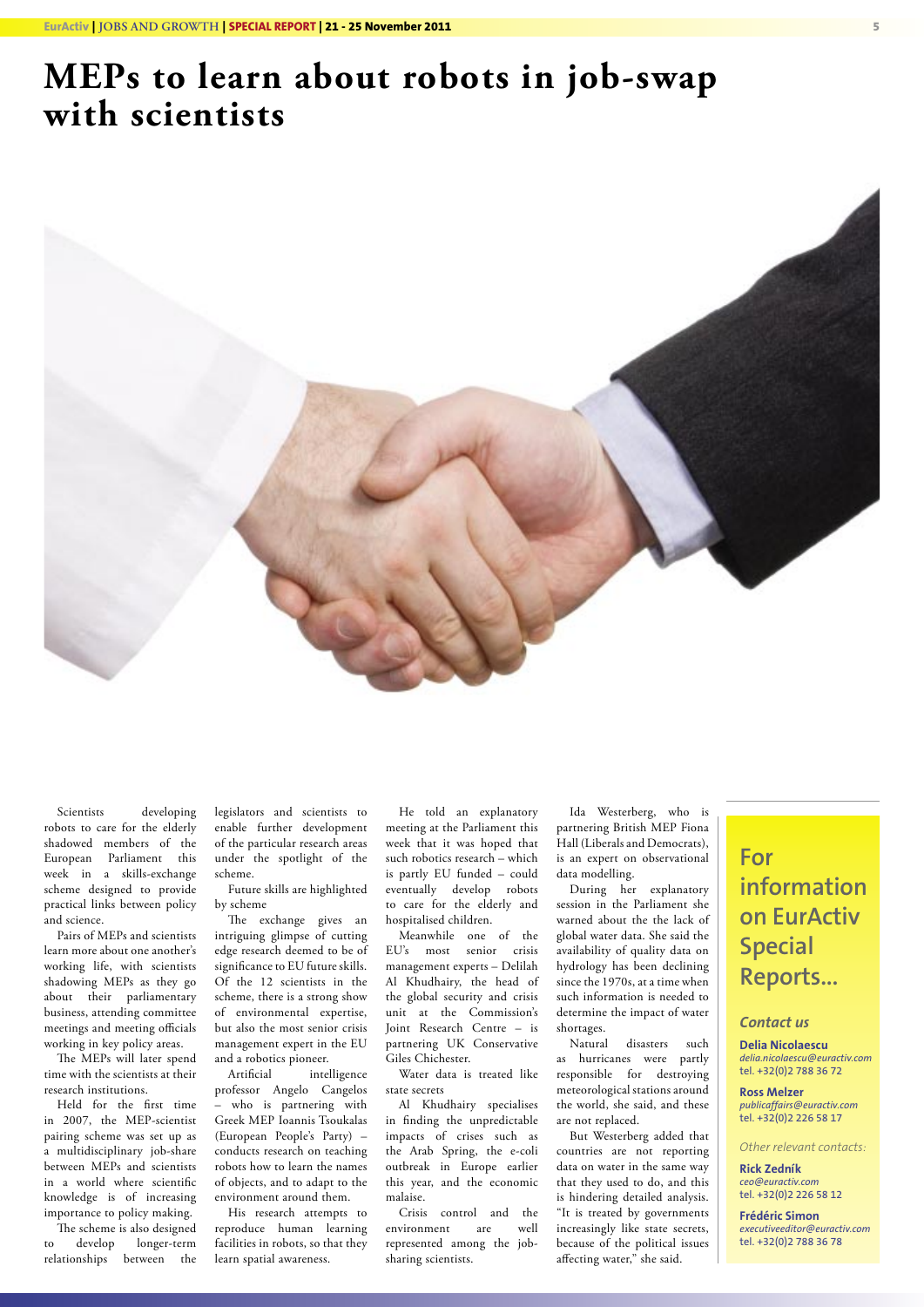# MEPs to learn about robots in job-swap with scientists

Scientists developing robots to care for the elderly shadowed members of the European Parliament this week in a skills-exchange scheme designed to provide practical links between policy and science.

Pairs of MEPs and scientists learn more about one another's working life, with scientists shadowing MEPs as they go about their parliamentary business, attending committee meetings and meeting officials working in key policy areas.

The MEPs will later spend time with the scientists at their research institutions.

Held for the first time in 2007, the MEP-scientist pairing scheme was set up as a multidisciplinary job-share between MEPs and scientists in a world where scientific knowledge is of increasing importance to policy making.

The scheme is also designed to develop longer-term relationships between the legislators and scientists to enable further development of the particular research areas under the spotlight of the scheme.

### Future skills are highlighted by scheme

The exchange gives an intriguing glimpse of cutting edge research deemed to be of significance to EU future skills. Of the 12 scientists in the scheme, there is a strong show of environmental expertise, but also the most senior crisis management expert in the EU and a robotics pioneer.

Artificial intelligence professor Angelo Cangelos – who is partnering with Greek MEP Ioannis Tsoukalas (European People's Party) – conducts research on teaching robots how to learn the names of objects, and to adapt to the environment around them.

His research attempts to reproduce human learning facilities in robots, so that they learn spatial awareness.

He told an explanatory meeting at the Parliament this week that it was hoped that such robotics research – which is partly EU funded – could eventually develop robots to care for the elderly and hospitalised children.

Meanwhile one of the EU's most senior crisis management experts – Delilah Al Khudhairy, the head of the global security and crisis unit at the Commission's Joint Research Centre – is partnering UK Conservative Giles Chichester.

### Water data is treated like state secrets

Al Khudhairy specialises in finding the unpredictable impacts of crises such as the Arab Spring, the e-coli outbreak in Europe earlier this year, and the economic malaise.

Crisis control and the environment are well represented among the job-sharing scientists.

Ida Westerberg, who is partnering British MEP Fiona Hall (Liberals and Democrats), is an expert on observational data modelling.

During her explanatory session in the Parliament she warned about the the lack of global water data. She said the availability of quality data on hydrology has been declining since the 1970s, at a time when such information is needed to determine the impact of water shortages.

Natural disasters such as hurricanes were partly responsible for destroying meteorological stations around the world, she said, and these are not replaced.

But Westerberg added that countries are not reporting data on water in the same way that they used to do, and this is hindering detailed analysis. "It is treated by governments increasingly like state secrets, because of the political issues affecting water," she said.

## For information on EurActiv Special Reports...

### *Contact us*

**Delia Nicolaescu**
*delia.nicolaescu@euractiv.com*
tel. +32(0)2 788 36 72

**Ross Melzer**
*publicaffairs@euractiv.com*
tel. +32(0)2 226 58 17

*Other relevant contacts:*

**Rick Zedník**
*ceo@euractiv.com*
tel. +32(0)2 226 58 12

**Frédéric Simon**
*executiveeditor@euractiv.com*
tel. +32(0)2 788 36 78